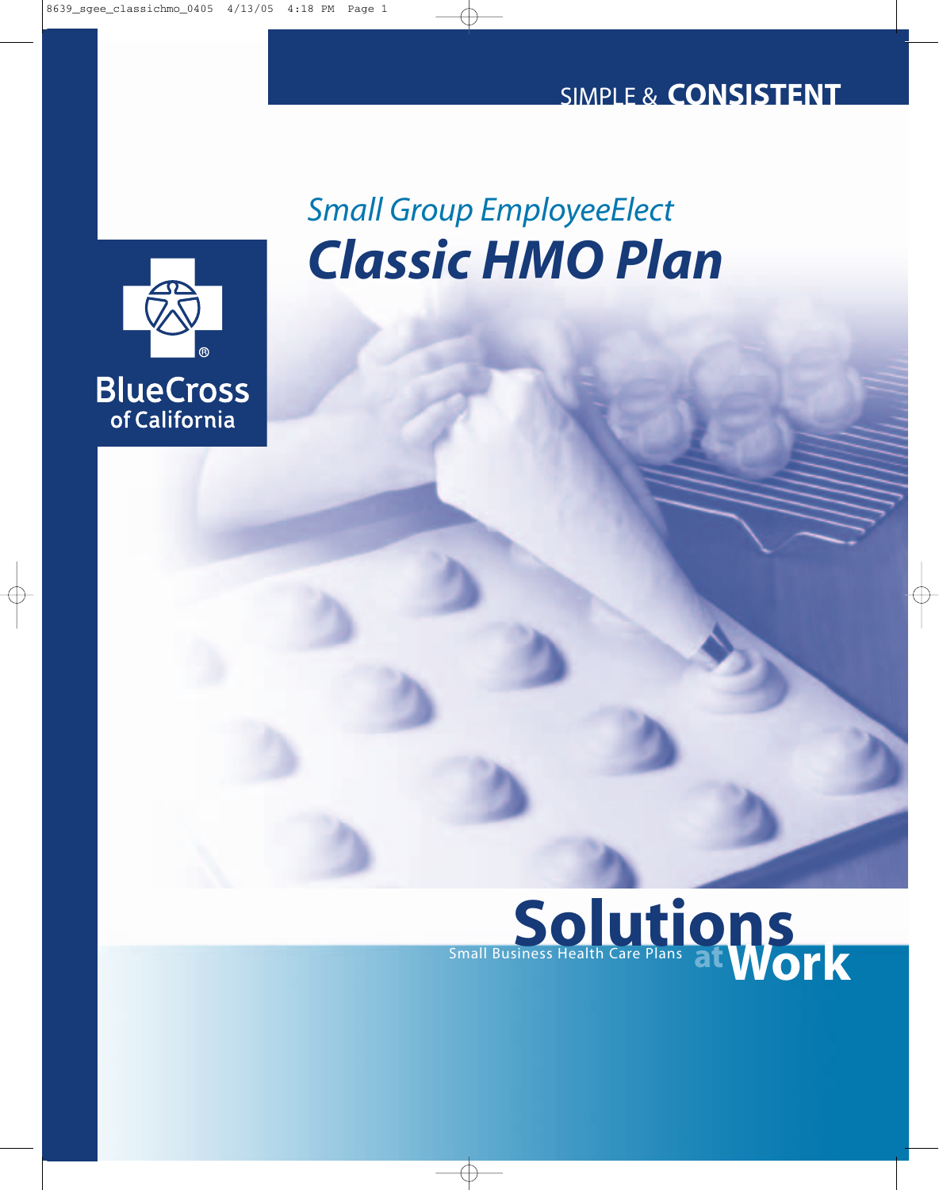SIMPLE & **CONSISTENT**

*Small Group EmployeeElect*

# *Classic HMO Plan*

BlueCross of California

**Solutions** at **Work**

Small Business Health Care Plans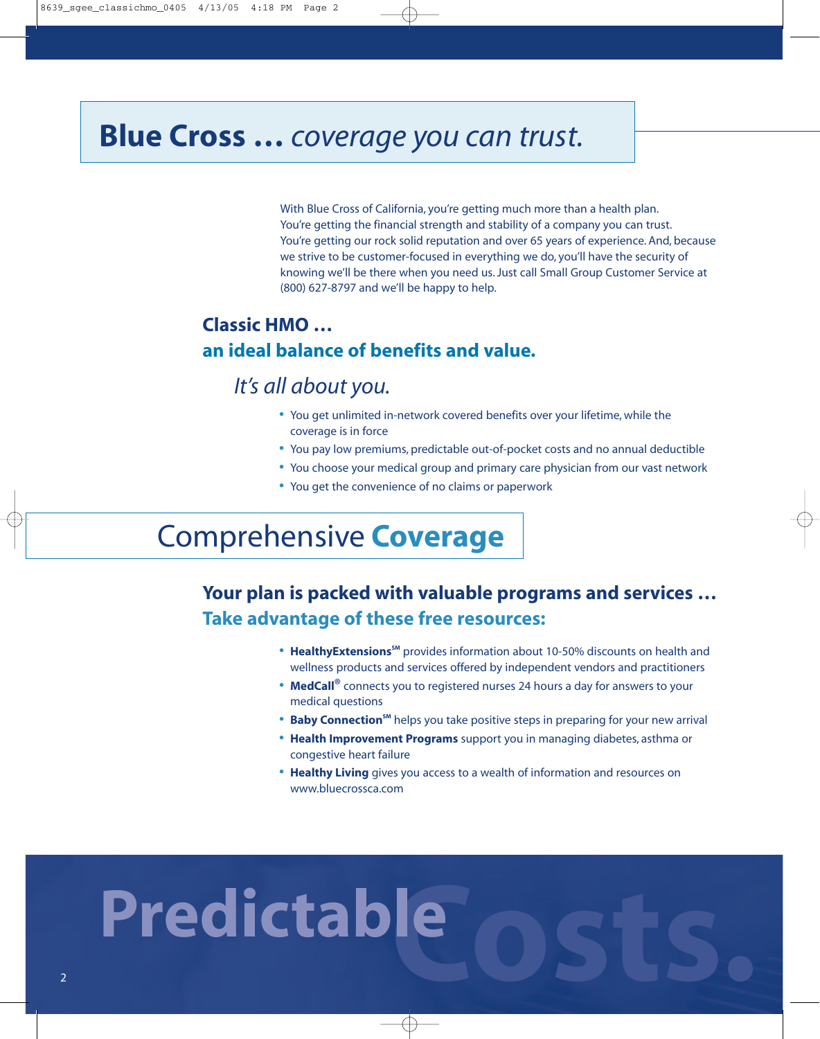# Blue Cross … *coverage you can trust.*

With Blue Cross of California, you're getting much more than a health plan. You're getting the financial strength and stability of a company you can trust. You're getting our rock solid reputation and over 65 years of experience. And, because we strive to be customer-focused in everything we do, you'll have the security of knowing we'll be there when you need us. Just call Small Group Customer Service at (800) 627-8797 and we'll be happy to help.

## Classic HMO …
## an ideal balance of benefits and value.

### *It's all about you.*

- You get unlimited in-network covered benefits over your lifetime, while the coverage is in force
- You pay low premiums, predictable out-of-pocket costs and no annual deductible
- You choose your medical group and primary care physician from our vast network
- You get the convenience of no claims or paperwork

# Comprehensive **Coverage**

## Your plan is packed with valuable programs and services …
## Take advantage of these free resources:

- **HealthyExtensions**℠ provides information about 10-50% discounts on health and wellness products and services offered by independent vendors and practitioners
- **MedCall**® connects you to registered nurses 24 hours a day for answers to your medical questions
- **Baby Connection**℠ helps you take positive steps in preparing for your new arrival
- **Health Improvement Programs** support you in managing diabetes, asthma or congestive heart failure
- **Healthy Living** gives you access to a wealth of information and resources on www.bluecrossca.com

# Predictable Costs.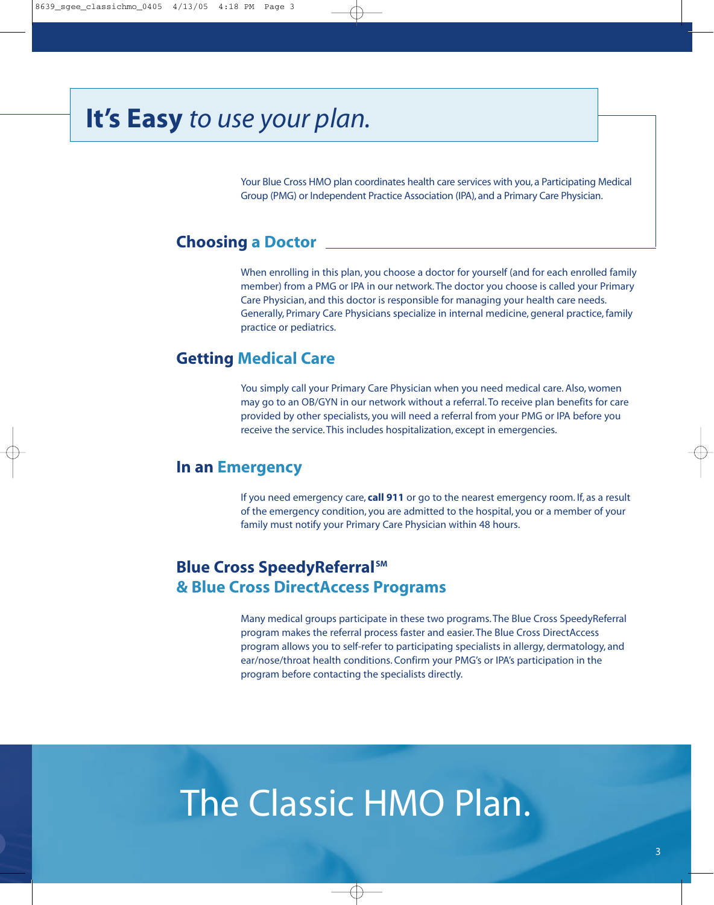# It's Easy *to use your plan.*

Your Blue Cross HMO plan coordinates health care services with you, a Participating Medical Group (PMG) or Independent Practice Association (IPA), and a Primary Care Physician.

## Choosing a Doctor

When enrolling in this plan, you choose a doctor for yourself (and for each enrolled family member) from a PMG or IPA in our network. The doctor you choose is called your Primary Care Physician, and this doctor is responsible for managing your health care needs. Generally, Primary Care Physicians specialize in internal medicine, general practice, family practice or pediatrics.

## Getting Medical Care

You simply call your Primary Care Physician when you need medical care. Also, women may go to an OB/GYN in our network without a referral. To receive plan benefits for care provided by other specialists, you will need a referral from your PMG or IPA before you receive the service. This includes hospitalization, except in emergencies.

## In an Emergency

If you need emergency care, **call 911** or go to the nearest emergency room. If, as a result of the emergency condition, you are admitted to the hospital, you or a member of your family must notify your Primary Care Physician within 48 hours.

## Blue Cross SpeedyReferral℠ & Blue Cross DirectAccess Programs

Many medical groups participate in these two programs. The Blue Cross SpeedyReferral program makes the referral process faster and easier. The Blue Cross DirectAccess program allows you to self-refer to participating specialists in allergy, dermatology, and ear/nose/throat health conditions. Confirm your PMG's or IPA's participation in the program before contacting the specialists directly.

# The Classic HMO Plan.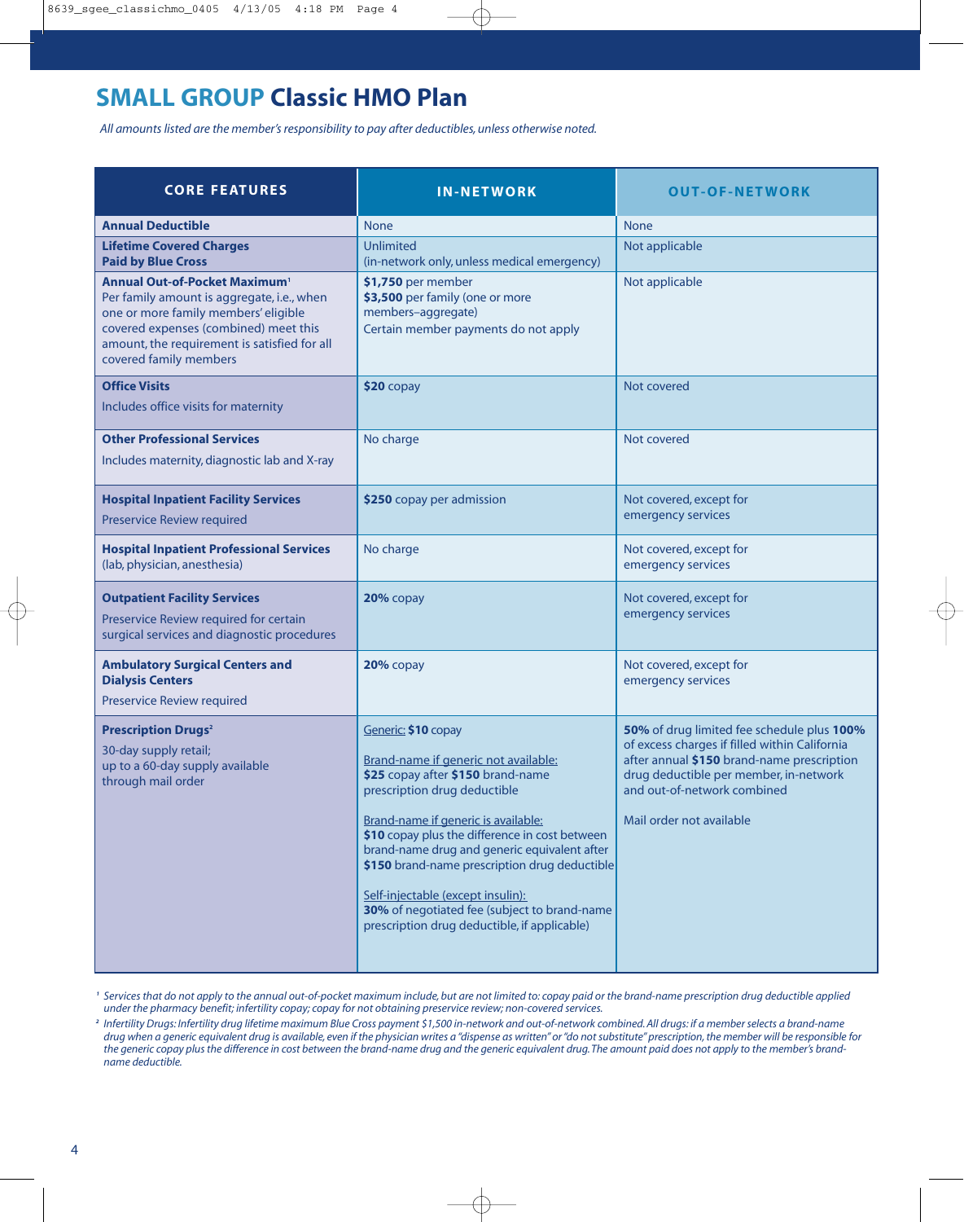# SMALL GROUP Classic HMO Plan

*All amounts listed are the member's responsibility to pay after deductibles, unless otherwise noted.*

| CORE FEATURES | IN-NETWORK | OUT-OF-NETWORK |
|---|---|---|
| **Annual Deductible** | None | None |
| **Lifetime Covered Charges Paid by Blue Cross** | Unlimited (in-network only, unless medical emergency) | Not applicable |
| **Annual Out-of-Pocket Maximum**[1] Per family amount is aggregate, i.e., when one or more family members' eligible covered expenses (combined) meet this amount, the requirement is satisfied for all covered family members | **$1,750** per member<br>**$3,500** per family (one or more members–aggregate)<br>Certain member payments do not apply | Not applicable |
| **Office Visits**<br>Includes office visits for maternity | **$20** copay | Not covered |
| **Other Professional Services**<br>Includes maternity, diagnostic lab and X-ray | No charge | Not covered |
| **Hospital Inpatient Facility Services**<br>Preservice Review required | **$250** copay per admission | Not covered, except for emergency services |
| **Hospital Inpatient Professional Services** (lab, physician, anesthesia) | No charge | Not covered, except for emergency services |
| **Outpatient Facility Services**<br>Preservice Review required for certain surgical services and diagnostic procedures | **20%** copay | Not covered, except for emergency services |
| **Ambulatory Surgical Centers and Dialysis Centers**<br>Preservice Review required | **20%** copay | Not covered, except for emergency services |
| **Prescription Drugs**[2]<br>30-day supply retail; up to a 60-day supply available through mail order | Generic: **$10** copay<br><br>Brand-name if generic not available: **$25** copay after **$150** brand-name prescription drug deductible<br><br>Brand-name if generic is available: **$10** copay plus the difference in cost between brand-name drug and generic equivalent after **$150** brand-name prescription drug deductible<br><br>Self-injectable (except insulin): **30%** of negotiated fee (subject to brand-name prescription drug deductible, if applicable) | **50%** of drug limited fee schedule plus **100%** of excess charges if filled within California after annual **$150** brand-name prescription drug deductible per member, in-network and out-of-network combined<br><br>Mail order not available |

[1] *Services that do not apply to the annual out-of-pocket maximum include, but are not limited to: copay paid or the brand-name prescription drug deductible applied under the pharmacy benefit; infertility copay; copay for not obtaining preservice review; non-covered services.*

[2] *Infertility Drugs: Infertility drug lifetime maximum Blue Cross payment $1,500 in-network and out-of-network combined. All drugs: if a member selects a brand-name drug when a generic equivalent drug is available, even if the physician writes a "dispense as written" or "do not substitute" prescription, the member will be responsible for the generic copay plus the difference in cost between the brand-name drug and the generic equivalent drug. The amount paid does not apply to the member's brand-name deductible.*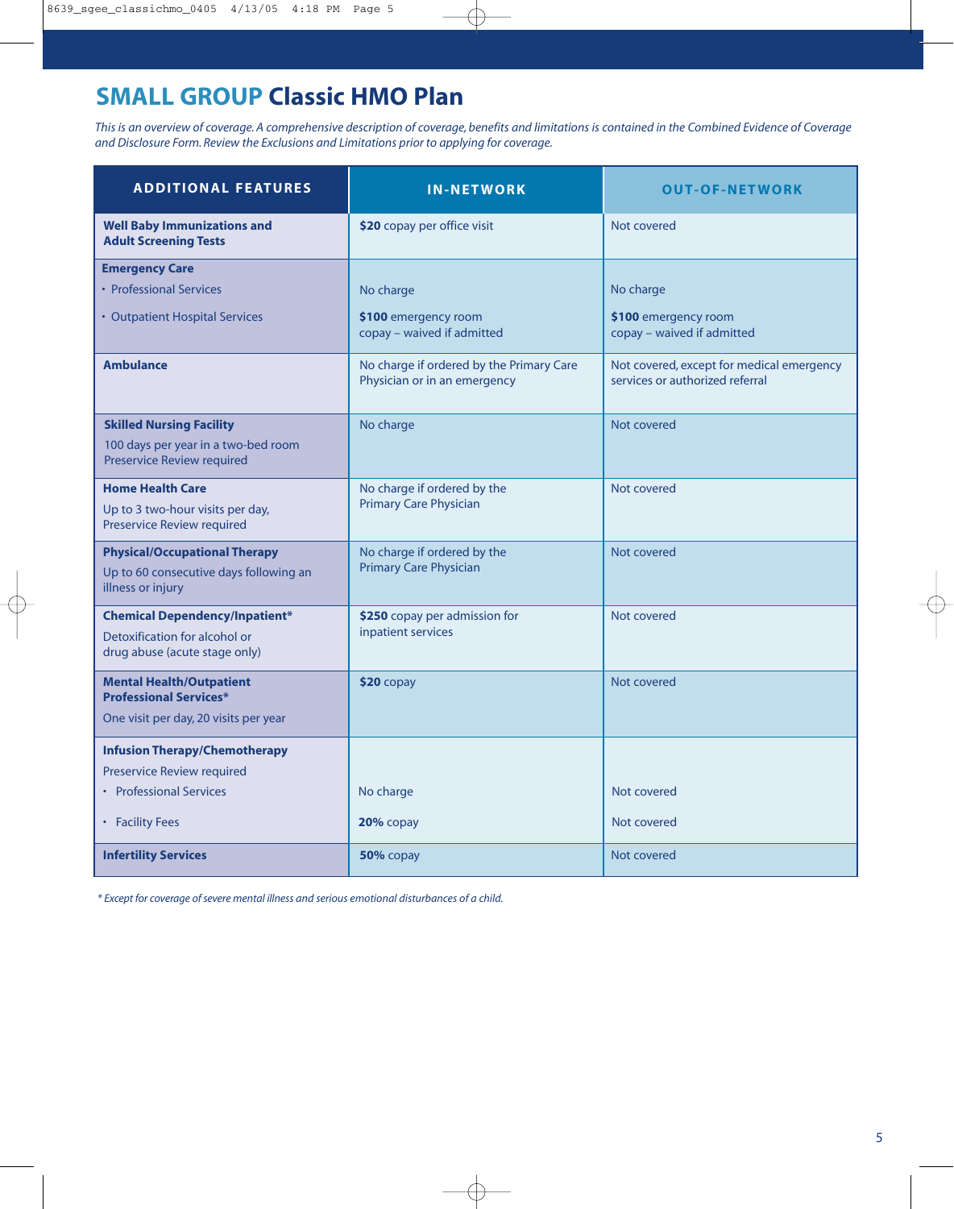# SMALL GROUP Classic HMO Plan

*This is an overview of coverage. A comprehensive description of coverage, benefits and limitations is contained in the Combined Evidence of Coverage and Disclosure Form. Review the Exclusions and Limitations prior to applying for coverage.*

| ADDITIONAL FEATURES | IN-NETWORK | OUT-OF-NETWORK |
|---|---|---|
| **Well Baby Immunizations and Adult Screening Tests** | **$20** copay per office visit | Not covered |
| **Emergency Care** | | |
| • Professional Services | No charge | No charge |
| • Outpatient Hospital Services | **$100** emergency room copay – waived if admitted | **$100** emergency room copay – waived if admitted |
| **Ambulance** | No charge if ordered by the Primary Care Physician or in an emergency | Not covered, except for medical emergency services or authorized referral |
| **Skilled Nursing Facility**<br>100 days per year in a two-bed room<br>Preservice Review required | No charge | Not covered |
| **Home Health Care**<br>Up to 3 two-hour visits per day, Preservice Review required | No charge if ordered by the Primary Care Physician | Not covered |
| **Physical/Occupational Therapy**<br>Up to 60 consecutive days following an illness or injury | No charge if ordered by the Primary Care Physician | Not covered |
| **Chemical Dependency/Inpatient***<br>Detoxification for alcohol or drug abuse (acute stage only) | **$250** copay per admission for inpatient services | Not covered |
| **Mental Health/Outpatient Professional Services***<br>One visit per day, 20 visits per year | **$20** copay | Not covered |
| **Infusion Therapy/Chemotherapy**<br>Preservice Review required | | |
| • Professional Services | No charge | Not covered |
| • Facility Fees | **20%** copay | Not covered |
| **Infertility Services** | **50%** copay | Not covered |

*\* Except for coverage of severe mental illness and serious emotional disturbances of a child.*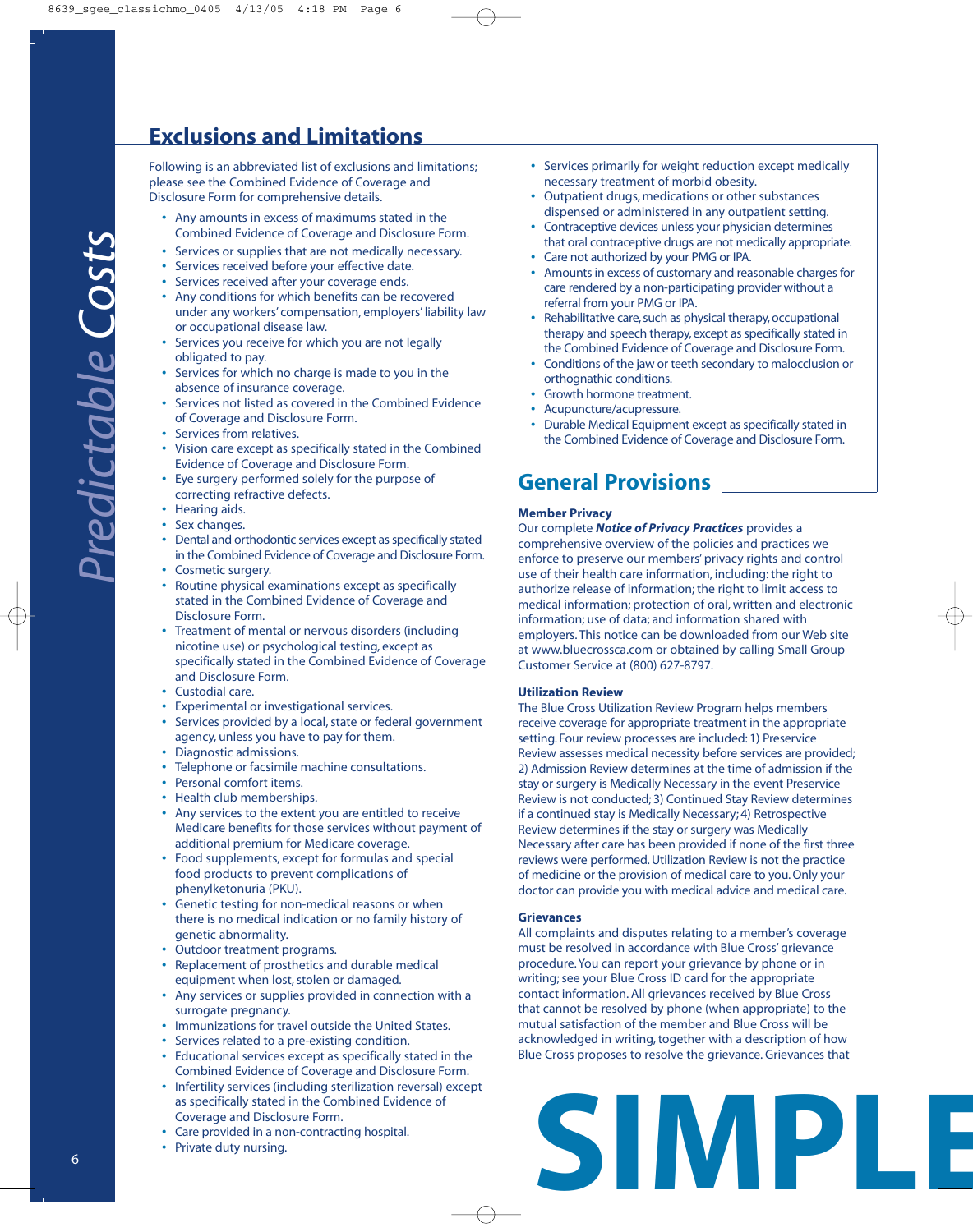## Exclusions and Limitations

Following is an abbreviated list of exclusions and limitations; please see the Combined Evidence of Coverage and Disclosure Form for comprehensive details.

- Any amounts in excess of maximums stated in the Combined Evidence of Coverage and Disclosure Form.
- Services or supplies that are not medically necessary.
- Services received before your effective date.
- Services received after your coverage ends.
- Any conditions for which benefits can be recovered under any workers' compensation, employers' liability law or occupational disease law.
- Services you receive for which you are not legally obligated to pay.
- Services for which no charge is made to you in the absence of insurance coverage.
- Services not listed as covered in the Combined Evidence of Coverage and Disclosure Form.
- Services from relatives.
- Vision care except as specifically stated in the Combined Evidence of Coverage and Disclosure Form.
- Eye surgery performed solely for the purpose of correcting refractive defects.
- Hearing aids.
- Sex changes.
- Dental and orthodontic services except as specifically stated in the Combined Evidence of Coverage and Disclosure Form.
- Cosmetic surgery.
- Routine physical examinations except as specifically stated in the Combined Evidence of Coverage and Disclosure Form.
- Treatment of mental or nervous disorders (including nicotine use) or psychological testing, except as specifically stated in the Combined Evidence of Coverage and Disclosure Form.
- Custodial care.
- Experimental or investigational services.
- Services provided by a local, state or federal government agency, unless you have to pay for them.
- Diagnostic admissions.
- Telephone or facsimile machine consultations.
- Personal comfort items.
- Health club memberships.
- Any services to the extent you are entitled to receive Medicare benefits for those services without payment of additional premium for Medicare coverage.
- Food supplements, except for formulas and special food products to prevent complications of phenylketonuria (PKU).
- Genetic testing for non-medical reasons or when there is no medical indication or no family history of genetic abnormality.
- Outdoor treatment programs.
- Replacement of prosthetics and durable medical equipment when lost, stolen or damaged.
- Any services or supplies provided in connection with a surrogate pregnancy.
- Immunizations for travel outside the United States.
- Services related to a pre-existing condition.
- Educational services except as specifically stated in the Combined Evidence of Coverage and Disclosure Form.
- Infertility services (including sterilization reversal) except as specifically stated in the Combined Evidence of Coverage and Disclosure Form.
- Care provided in a non-contracting hospital.
- Private duty nursing.
- Services primarily for weight reduction except medically necessary treatment of morbid obesity.
- Outpatient drugs, medications or other substances dispensed or administered in any outpatient setting.
- Contraceptive devices unless your physician determines that oral contraceptive drugs are not medically appropriate.
- Care not authorized by your PMG or IPA.
- Amounts in excess of customary and reasonable charges for care rendered by a non-participating provider without a referral from your PMG or IPA.
- Rehabilitative care, such as physical therapy, occupational therapy and speech therapy, except as specifically stated in the Combined Evidence of Coverage and Disclosure Form.
- Conditions of the jaw or teeth secondary to malocclusion or orthognathic conditions.
- Growth hormone treatment.
- Acupuncture/acupressure.
- Durable Medical Equipment except as specifically stated in the Combined Evidence of Coverage and Disclosure Form.

## General Provisions

**Member Privacy**
Our complete ***Notice of Privacy Practices*** provides a comprehensive overview of the policies and practices we enforce to preserve our members' privacy rights and control use of their health care information, including: the right to authorize release of information; the right to limit access to medical information; protection of oral, written and electronic information; use of data; and information shared with employers. This notice can be downloaded from our Web site at www.bluecrossca.com or obtained by calling Small Group Customer Service at (800) 627-8797.

**Utilization Review**
The Blue Cross Utilization Review Program helps members receive coverage for appropriate treatment in the appropriate setting. Four review processes are included: 1) Preservice Review assesses medical necessity before services are provided; 2) Admission Review determines at the time of admission if the stay or surgery is Medically Necessary in the event Preservice Review is not conducted; 3) Continued Stay Review determines if a continued stay is Medically Necessary; 4) Retrospective Review determines if the stay or surgery was Medically Necessary after care has been provided if none of the first three reviews were performed. Utilization Review is not the practice of medicine or the provision of medical care to you. Only your doctor can provide you with medical advice and medical care.

**Grievances**
All complaints and disputes relating to a member's coverage must be resolved in accordance with Blue Cross' grievance procedure. You can report your grievance by phone or in writing; see your Blue Cross ID card for the appropriate contact information. All grievances received by Blue Cross that cannot be resolved by phone (when appropriate) to the mutual satisfaction of the member and Blue Cross will be acknowledged in writing, together with a description of how Blue Cross proposes to resolve the grievance. Grievances that

SIMPLE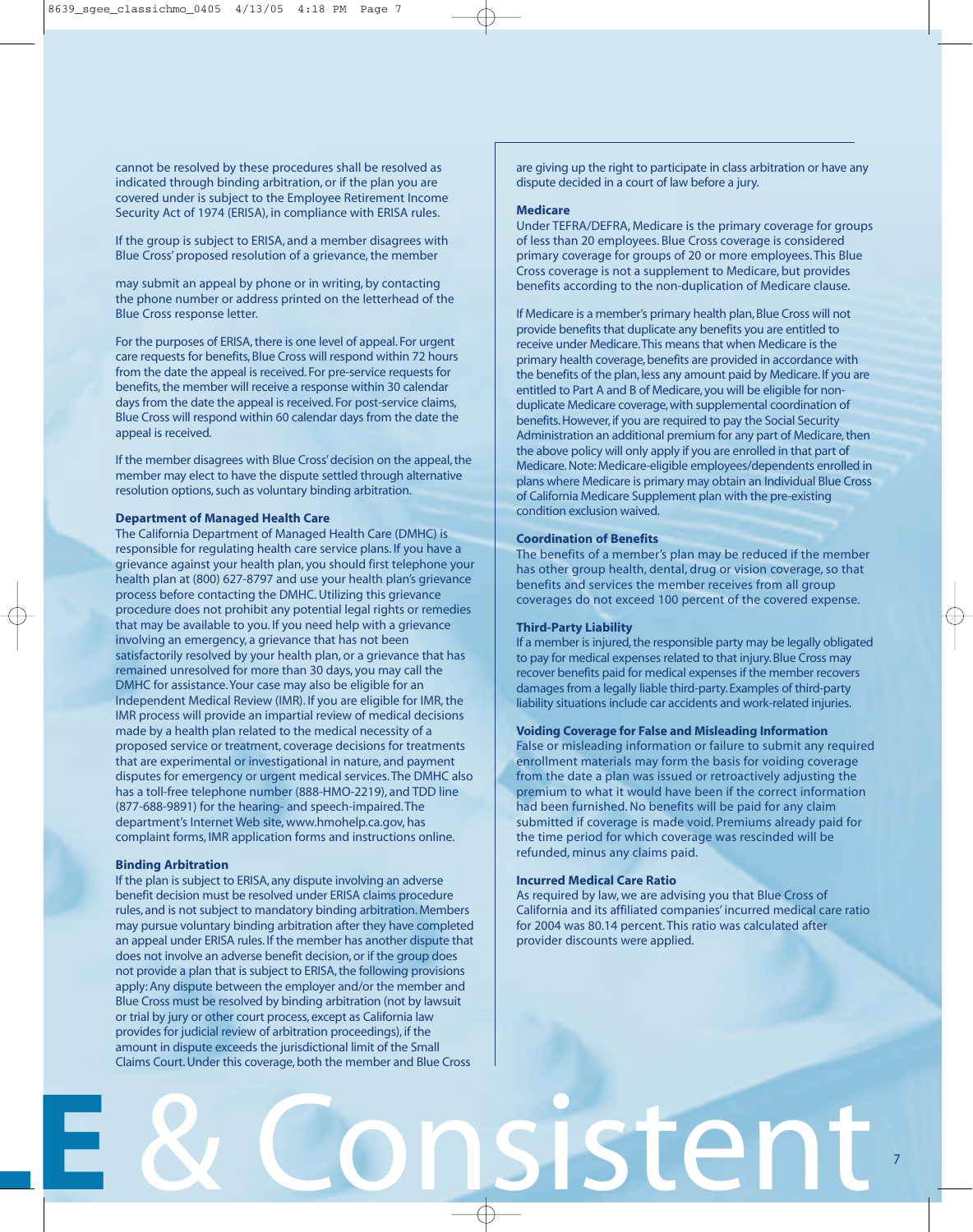cannot be resolved by these procedures shall be resolved as indicated through binding arbitration, or if the plan you are covered under is subject to the Employee Retirement Income Security Act of 1974 (ERISA), in compliance with ERISA rules.

If the group is subject to ERISA, and a member disagrees with Blue Cross' proposed resolution of a grievance, the member

may submit an appeal by phone or in writing, by contacting the phone number or address printed on the letterhead of the Blue Cross response letter.

For the purposes of ERISA, there is one level of appeal. For urgent care requests for benefits, Blue Cross will respond within 72 hours from the date the appeal is received. For pre-service requests for benefits, the member will receive a response within 30 calendar days from the date the appeal is received. For post-service claims, Blue Cross will respond within 60 calendar days from the date the appeal is received.

If the member disagrees with Blue Cross' decision on the appeal, the member may elect to have the dispute settled through alternative resolution options, such as voluntary binding arbitration.

**Department of Managed Health Care**

The California Department of Managed Health Care (DMHC) is responsible for regulating health care service plans. If you have a grievance against your health plan, you should first telephone your health plan at (800) 627-8797 and use your health plan's grievance process before contacting the DMHC. Utilizing this grievance procedure does not prohibit any potential legal rights or remedies that may be available to you. If you need help with a grievance involving an emergency, a grievance that has not been satisfactorily resolved by your health plan, or a grievance that has remained unresolved for more than 30 days, you may call the DMHC for assistance. Your case may also be eligible for an Independent Medical Review (IMR). If you are eligible for IMR, the IMR process will provide an impartial review of medical decisions made by a health plan related to the medical necessity of a proposed service or treatment, coverage decisions for treatments that are experimental or investigational in nature, and payment disputes for emergency or urgent medical services. The DMHC also has a toll-free telephone number (888-HMO-2219), and TDD line (877-688-9891) for the hearing- and speech-impaired. The department's Internet Web site, www.hmohelp.ca.gov, has complaint forms, IMR application forms and instructions online.

**Binding Arbitration**

If the plan is subject to ERISA, any dispute involving an adverse benefit decision must be resolved under ERISA claims procedure rules, and is not subject to mandatory binding arbitration. Members may pursue voluntary binding arbitration after they have completed an appeal under ERISA rules. If the member has another dispute that does not involve an adverse benefit decision, or if the group does not provide a plan that is subject to ERISA, the following provisions apply: Any dispute between the employer and/or the member and Blue Cross must be resolved by binding arbitration (not by lawsuit or trial by jury or other court process, except as California law provides for judicial review of arbitration proceedings), if the amount in dispute exceeds the jurisdictional limit of the Small Claims Court. Under this coverage, both the member and Blue Cross are giving up the right to participate in class arbitration or have any dispute decided in a court of law before a jury.

**Medicare**

Under TEFRA/DEFRA, Medicare is the primary coverage for groups of less than 20 employees. Blue Cross coverage is considered primary coverage for groups of 20 or more employees. This Blue Cross coverage is not a supplement to Medicare, but provides benefits according to the non-duplication of Medicare clause.

If Medicare is a member's primary health plan, Blue Cross will not provide benefits that duplicate any benefits you are entitled to receive under Medicare. This means that when Medicare is the primary health coverage, benefits are provided in accordance with the benefits of the plan, less any amount paid by Medicare. If you are entitled to Part A and B of Medicare, you will be eligible for non-duplicate Medicare coverage, with supplemental coordination of benefits. However, if you are required to pay the Social Security Administration an additional premium for any part of Medicare, then the above policy will only apply if you are enrolled in that part of Medicare. Note: Medicare-eligible employees/dependents enrolled in plans where Medicare is primary may obtain an Individual Blue Cross of California Medicare Supplement plan with the pre-existing condition exclusion waived.

**Coordination of Benefits**

The benefits of a member's plan may be reduced if the member has other group health, dental, drug or vision coverage, so that benefits and services the member receives from all group coverages do not exceed 100 percent of the covered expense.

**Third-Party Liability**

If a member is injured, the responsible party may be legally obligated to pay for medical expenses related to that injury. Blue Cross may recover benefits paid for medical expenses if the member recovers damages from a legally liable third-party. Examples of third-party liability situations include car accidents and work-related injuries.

**Voiding Coverage for False and Misleading Information**

False or misleading information or failure to submit any required enrollment materials may form the basis for voiding coverage from the date a plan was issued or retroactively adjusting the premium to what it would have been if the correct information had been furnished. No benefits will be paid for any claim submitted if coverage is made void. Premiums already paid for the time period for which coverage was rescinded will be refunded, minus any claims paid.

**Incurred Medical Care Ratio**

As required by law, we are advising you that Blue Cross of California and its affiliated companies' incurred medical care ratio for 2004 was 80.14 percent. This ratio was calculated after provider discounts were applied.

E & Consistent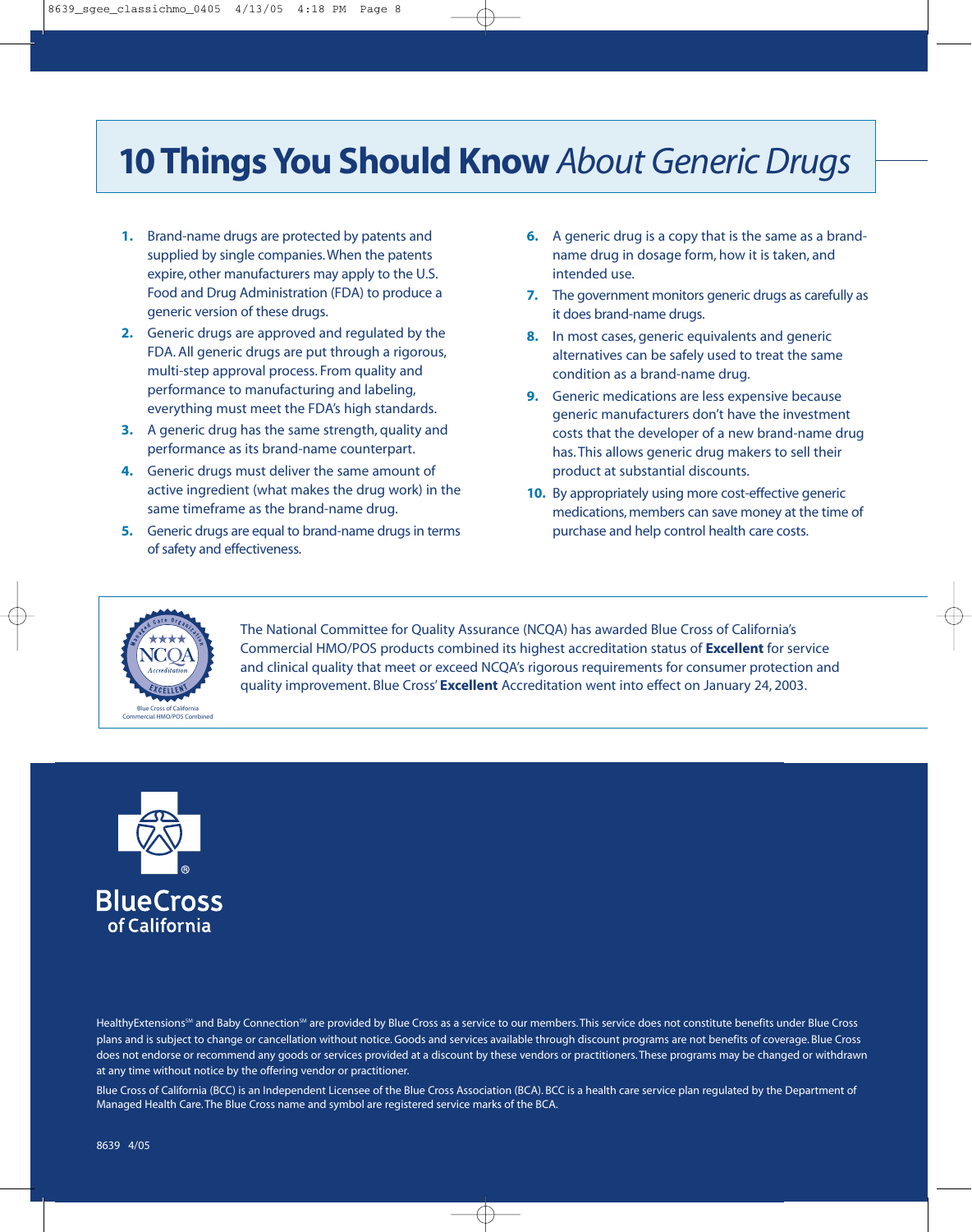# 10 Things You Should Know *About Generic Drugs*

1. Brand-name drugs are protected by patents and supplied by single companies. When the patents expire, other manufacturers may apply to the U.S. Food and Drug Administration (FDA) to produce a generic version of these drugs.
2. Generic drugs are approved and regulated by the FDA. All generic drugs are put through a rigorous, multi-step approval process. From quality and performance to manufacturing and labeling, everything must meet the FDA's high standards.
3. A generic drug has the same strength, quality and performance as its brand-name counterpart.
4. Generic drugs must deliver the same amount of active ingredient (what makes the drug work) in the same timeframe as the brand-name drug.
5. Generic drugs are equal to brand-name drugs in terms of safety and effectiveness.
6. A generic drug is a copy that is the same as a brand-name drug in dosage form, how it is taken, and intended use.
7. The government monitors generic drugs as carefully as it does brand-name drugs.
8. In most cases, generic equivalents and generic alternatives can be safely used to treat the same condition as a brand-name drug.
9. Generic medications are less expensive because generic manufacturers don't have the investment costs that the developer of a new brand-name drug has. This allows generic drug makers to sell their product at substantial discounts.
10. By appropriately using more cost-effective generic medications, members can save money at the time of purchase and help control health care costs.

Managed Care Organization NCQA Accreditation EXCELLENT

Blue Cross of California Commercial HMO/POS Combined

The National Committee for Quality Assurance (NCQA) has awarded Blue Cross of California's Commercial HMO/POS products combined its highest accreditation status of **Excellent** for service and clinical quality that meet or exceed NCQA's rigorous requirements for consumer protection and quality improvement. Blue Cross' **Excellent** Accreditation went into effect on January 24, 2003.

BlueCross of California

HealthyExtensions℠ and Baby Connection℠ are provided by Blue Cross as a service to our members. This service does not constitute benefits under Blue Cross plans and is subject to change or cancellation without notice. Goods and services available through discount programs are not benefits of coverage. Blue Cross does not endorse or recommend any goods or services provided at a discount by these vendors or practitioners. These programs may be changed or withdrawn at any time without notice by the offering vendor or practitioner.

Blue Cross of California (BCC) is an Independent Licensee of the Blue Cross Association (BCA). BCC is a health care service plan regulated by the Department of Managed Health Care. The Blue Cross name and symbol are registered service marks of the BCA.

8639 4/05